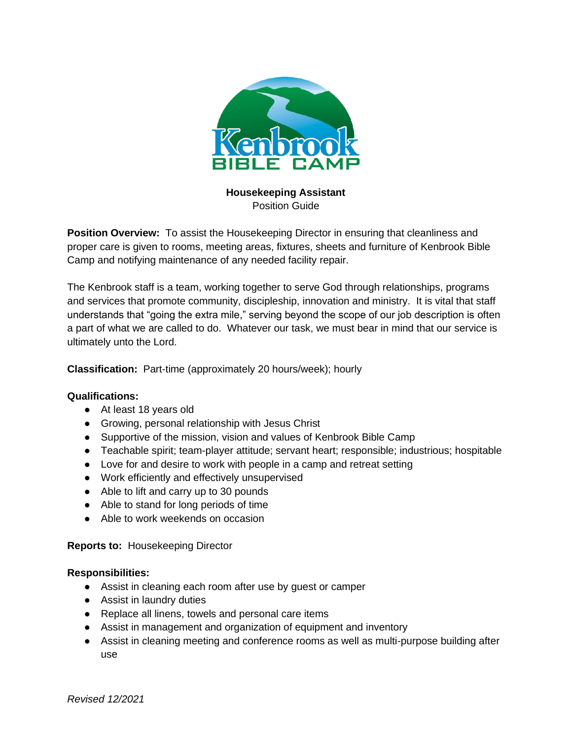**Housekeeping Assistant**
Position Guide

**Position Overview:** To assist the Housekeeping Director in ensuring that cleanliness and proper care is given to rooms, meeting areas, fixtures, sheets and furniture of Kenbrook Bible Camp and notifying maintenance of any needed facility repair.

The Kenbrook staff is a team, working together to serve God through relationships, programs and services that promote community, discipleship, innovation and ministry. It is vital that staff understands that "going the extra mile," serving beyond the scope of our job description is often a part of what we are called to do. Whatever our task, we must bear in mind that our service is ultimately unto the Lord.

**Classification:** Part-time (approximately 20 hours/week); hourly

**Qualifications:**

- At least 18 years old
- Growing, personal relationship with Jesus Christ
- Supportive of the mission, vision and values of Kenbrook Bible Camp
- Teachable spirit; team-player attitude; servant heart; responsible; industrious; hospitable
- Love for and desire to work with people in a camp and retreat setting
- Work efficiently and effectively unsupervised
- Able to lift and carry up to 30 pounds
- Able to stand for long periods of time
- Able to work weekends on occasion

**Reports to:** Housekeeping Director

**Responsibilities:**

- Assist in cleaning each room after use by guest or camper
- Assist in laundry duties
- Replace all linens, towels and personal care items
- Assist in management and organization of equipment and inventory
- Assist in cleaning meeting and conference rooms as well as multi-purpose building after use

*Revised 12/2021*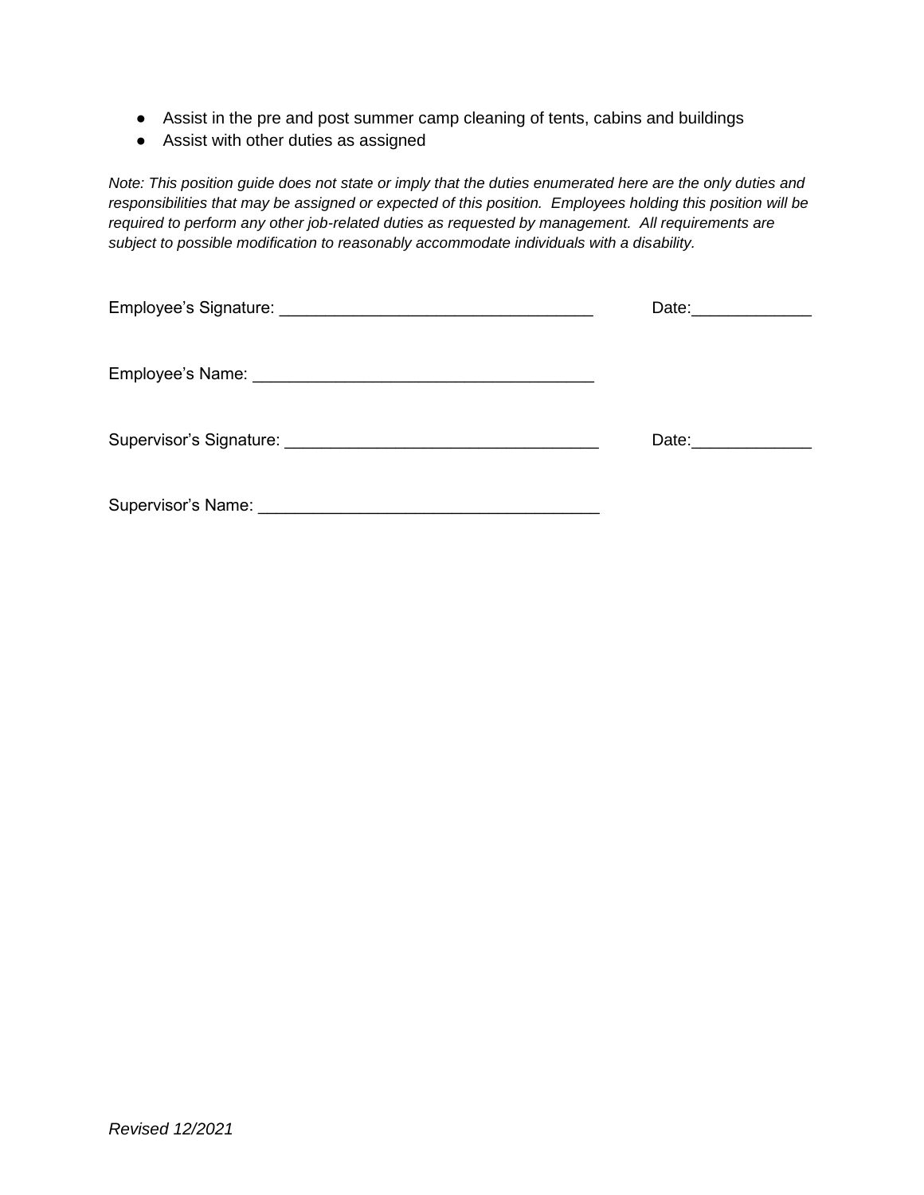- Assist in the pre and post summer camp cleaning of tents, cabins and buildings
- Assist with other duties as assigned

*Note: This position guide does not state or imply that the duties enumerated here are the only duties and responsibilities that may be assigned or expected of this position. Employees holding this position will be required to perform any other job-related duties as requested by management. All requirements are subject to possible modification to reasonably accommodate individuals with a disability.*

Employee's Signature: __________________________________ Date:_____________

Employee's Name: _____________________________________

Supervisor's Signature: __________________________________ Date:_____________

Supervisor's Name: _____________________________________

*Revised 12/2021*